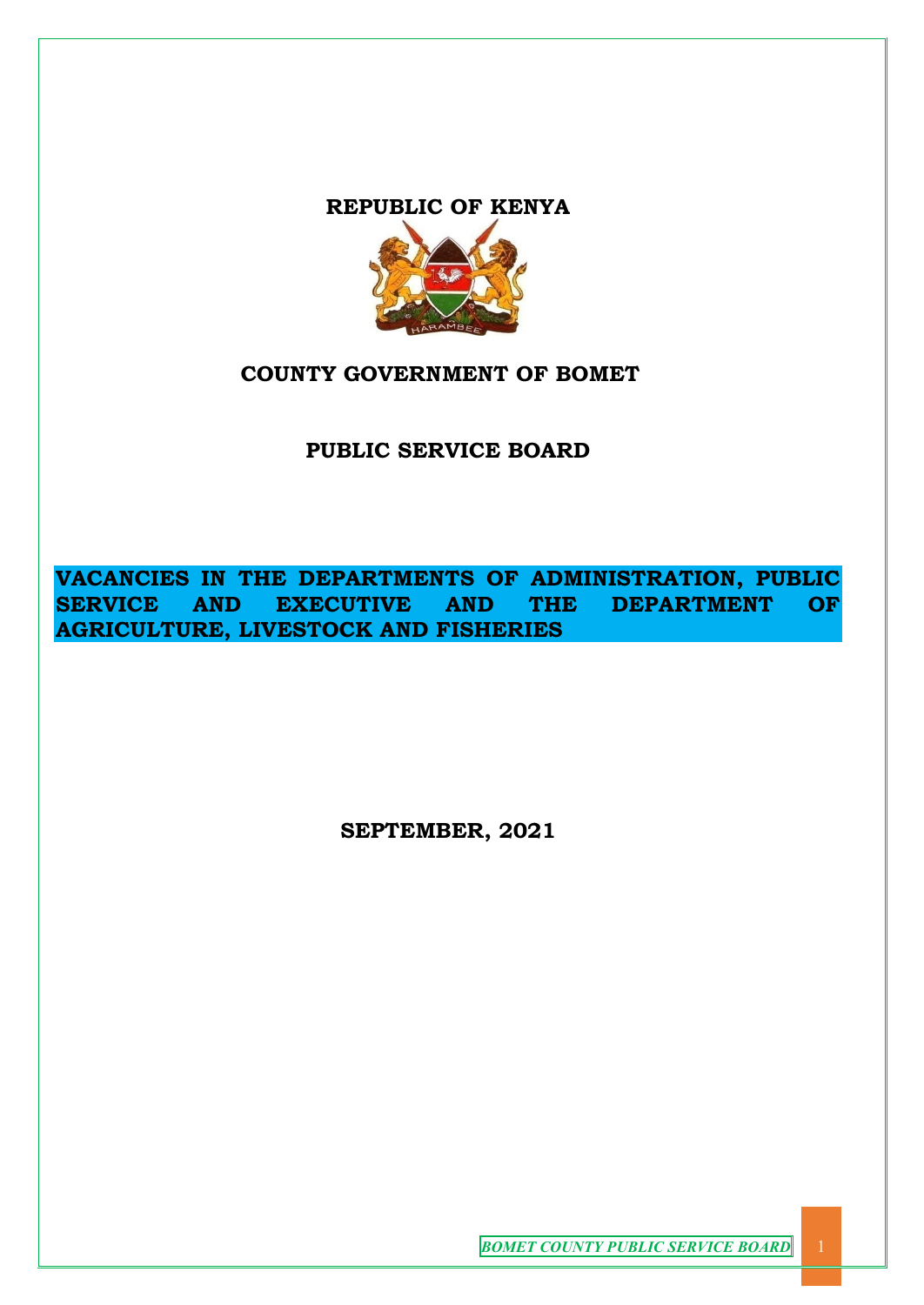# REPUBLIC OF KENYA

## COUNTY GOVERNMENT OF BOMET

## PUBLIC SERVICE BOARD

**VACANCIES IN THE DEPARTMENTS OF ADMINISTRATION, PUBLIC SERVICE AND EXECUTIVE AND THE DEPARTMENT OF AGRICULTURE, LIVESTOCK AND FISHERIES**

**SEPTEMBER, 2021**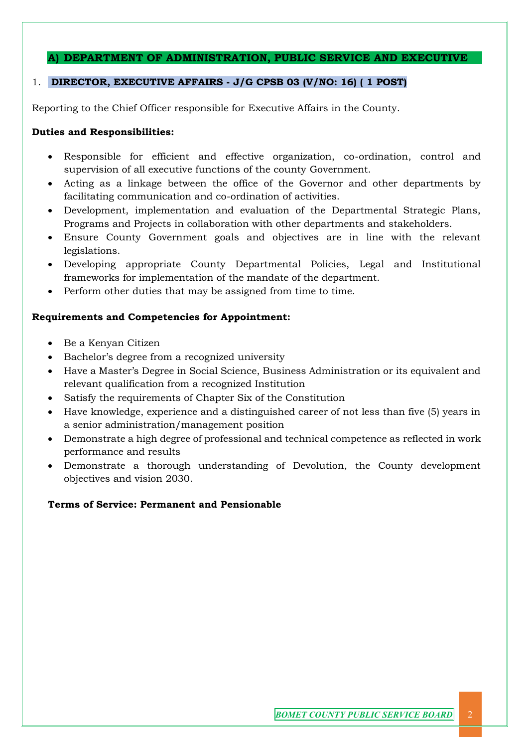## A) DEPARTMENT OF ADMINISTRATION, PUBLIC SERVICE AND EXECUTIVE

### 1. DIRECTOR, EXECUTIVE AFFAIRS - J/G CPSB 03 (V/NO: 16) ( 1 POST)

Reporting to the Chief Officer responsible for Executive Affairs in the County.

**Duties and Responsibilities:**

- Responsible for efficient and effective organization, co-ordination, control and supervision of all executive functions of the county Government.
- Acting as a linkage between the office of the Governor and other departments by facilitating communication and co-ordination of activities.
- Development, implementation and evaluation of the Departmental Strategic Plans, Programs and Projects in collaboration with other departments and stakeholders.
- Ensure County Government goals and objectives are in line with the relevant legislations.
- Developing appropriate County Departmental Policies, Legal and Institutional frameworks for implementation of the mandate of the department.
- Perform other duties that may be assigned from time to time.

**Requirements and Competencies for Appointment:**

- Be a Kenyan Citizen
- Bachelor's degree from a recognized university
- Have a Master's Degree in Social Science, Business Administration or its equivalent and relevant qualification from a recognized Institution
- Satisfy the requirements of Chapter Six of the Constitution
- Have knowledge, experience and a distinguished career of not less than five (5) years in a senior administration/management position
- Demonstrate a high degree of professional and technical competence as reflected in work performance and results
- Demonstrate a thorough understanding of Devolution, the County development objectives and vision 2030.

**Terms of Service: Permanent and Pensionable**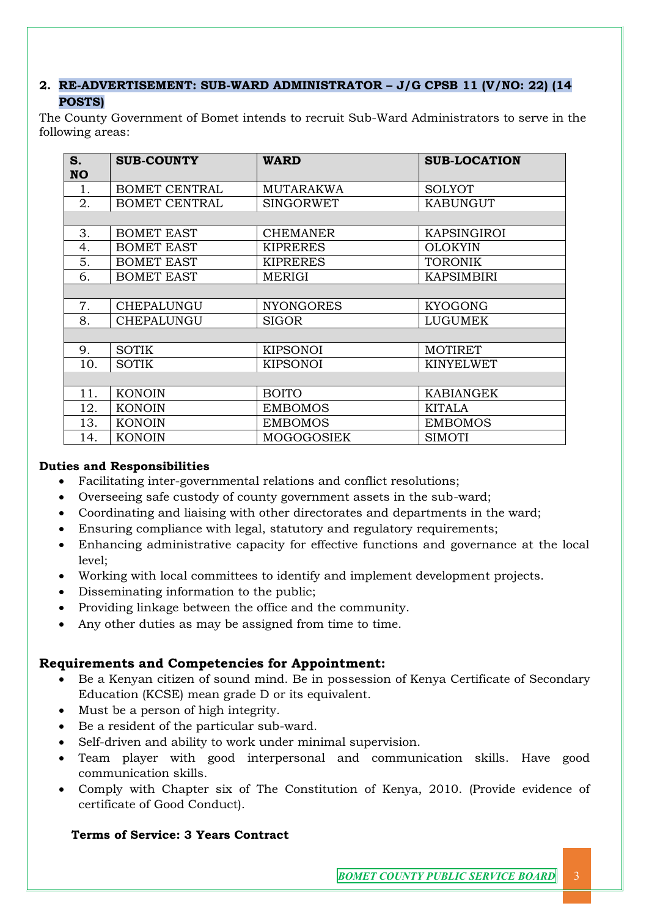## 2. RE-ADVERTISEMENT: SUB-WARD ADMINISTRATOR – J/G CPSB 11 (V/NO: 22) (14 POSTS)

The County Government of Bomet intends to recruit Sub-Ward Administrators to serve in the following areas:

| S. NO | SUB-COUNTY | WARD | SUB-LOCATION |
|---|---|---|---|
| 1. | BOMET CENTRAL | MUTARAKWA | SOLYOT |
| 2. | BOMET CENTRAL | SINGORWET | KABUNGUT |
| | | | |
| 3. | BOMET EAST | CHEMANER | KAPSINGIROI |
| 4. | BOMET EAST | KIPRERES | OLOKYIN |
| 5. | BOMET EAST | KIPRERES | TORONIK |
| 6. | BOMET EAST | MERIGI | KAPSIMBIRI |
| | | | |
| 7. | CHEPALUNGU | NYONGORES | KYOGONG |
| 8. | CHEPALUNGU | SIGOR | LUGUMEK |
| | | | |
| 9. | SOTIK | KIPSONOI | MOTIRET |
| 10. | SOTIK | KIPSONOI | KINYELWET |
| | | | |
| 11. | KONOIN | BOITO | KABIANGEK |
| 12. | KONOIN | EMBOMOS | KITALA |
| 13. | KONOIN | EMBOMOS | EMBOMOS |
| 14. | KONOIN | MOGOGOSIEK | SIMOTI |

**Duties and Responsibilities**

- Facilitating inter-governmental relations and conflict resolutions;
- Overseeing safe custody of county government assets in the sub-ward;
- Coordinating and liaising with other directorates and departments in the ward;
- Ensuring compliance with legal, statutory and regulatory requirements;
- Enhancing administrative capacity for effective functions and governance at the local level;
- Working with local committees to identify and implement development projects.
- Disseminating information to the public;
- Providing linkage between the office and the community.
- Any other duties as may be assigned from time to time.

### Requirements and Competencies for Appointment:

- Be a Kenyan citizen of sound mind. Be in possession of Kenya Certificate of Secondary Education (KCSE) mean grade D or its equivalent.
- Must be a person of high integrity.
- Be a resident of the particular sub-ward.
- Self-driven and ability to work under minimal supervision.
- Team player with good interpersonal and communication skills. Have good communication skills.
- Comply with Chapter six of The Constitution of Kenya, 2010. (Provide evidence of certificate of Good Conduct).

**Terms of Service: 3 Years Contract**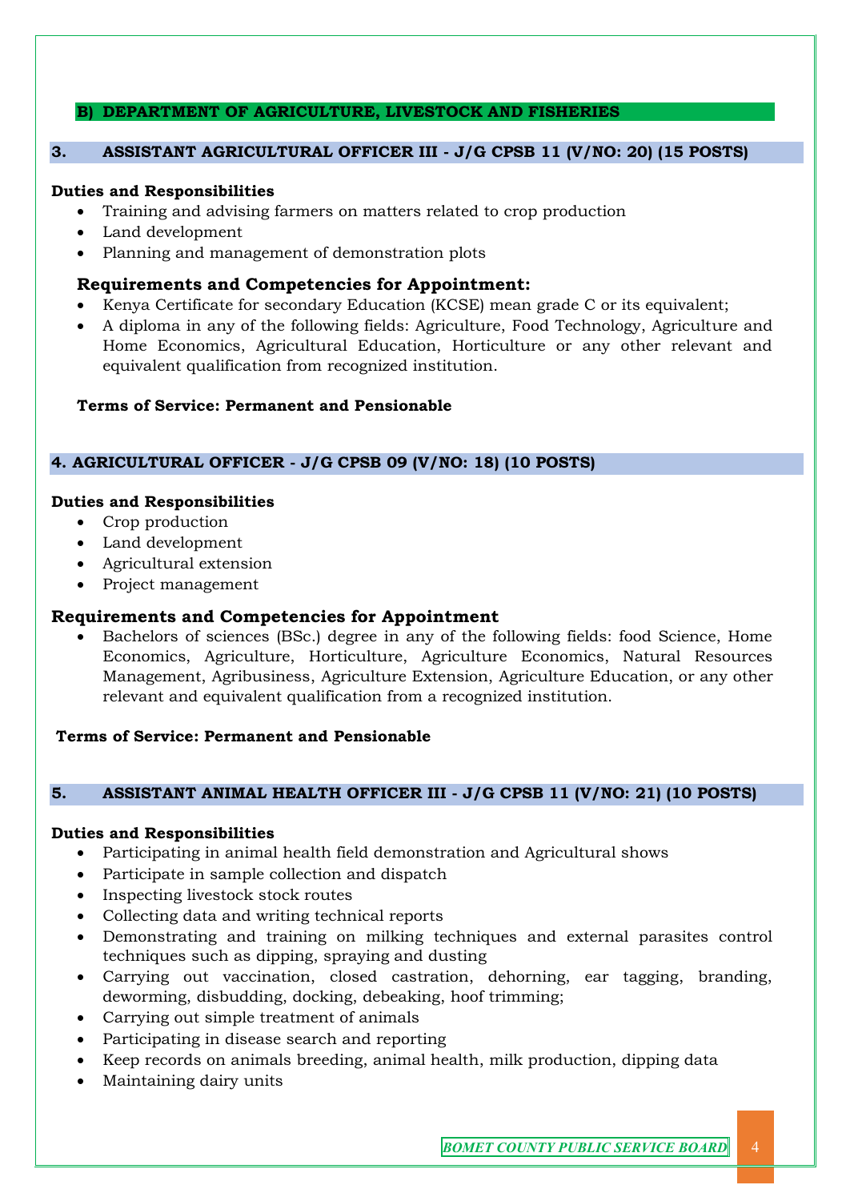## B) DEPARTMENT OF AGRICULTURE, LIVESTOCK AND FISHERIES

### 3. ASSISTANT AGRICULTURAL OFFICER III - J/G CPSB 11 (V/NO: 20) (15 POSTS)

**Duties and Responsibilities**

- Training and advising farmers on matters related to crop production
- Land development
- Planning and management of demonstration plots

**Requirements and Competencies for Appointment:**

- Kenya Certificate for secondary Education (KCSE) mean grade C or its equivalent;
- A diploma in any of the following fields: Agriculture, Food Technology, Agriculture and Home Economics, Agricultural Education, Horticulture or any other relevant and equivalent qualification from recognized institution.

**Terms of Service: Permanent and Pensionable**

### 4. AGRICULTURAL OFFICER - J/G CPSB 09 (V/NO: 18) (10 POSTS)

**Duties and Responsibilities**

- Crop production
- Land development
- Agricultural extension
- Project management

**Requirements and Competencies for Appointment**

- Bachelors of sciences (BSc.) degree in any of the following fields: food Science, Home Economics, Agriculture, Horticulture, Agriculture Economics, Natural Resources Management, Agribusiness, Agriculture Extension, Agriculture Education, or any other relevant and equivalent qualification from a recognized institution.

**Terms of Service: Permanent and Pensionable**

### 5. ASSISTANT ANIMAL HEALTH OFFICER III - J/G CPSB 11 (V/NO: 21) (10 POSTS)

**Duties and Responsibilities**

- Participating in animal health field demonstration and Agricultural shows
- Participate in sample collection and dispatch
- Inspecting livestock stock routes
- Collecting data and writing technical reports
- Demonstrating and training on milking techniques and external parasites control techniques such as dipping, spraying and dusting
- Carrying out vaccination, closed castration, dehorning, ear tagging, branding, deworming, disbudding, docking, debeaking, hoof trimming;
- Carrying out simple treatment of animals
- Participating in disease search and reporting
- Keep records on animals breeding, animal health, milk production, dipping data
- Maintaining dairy units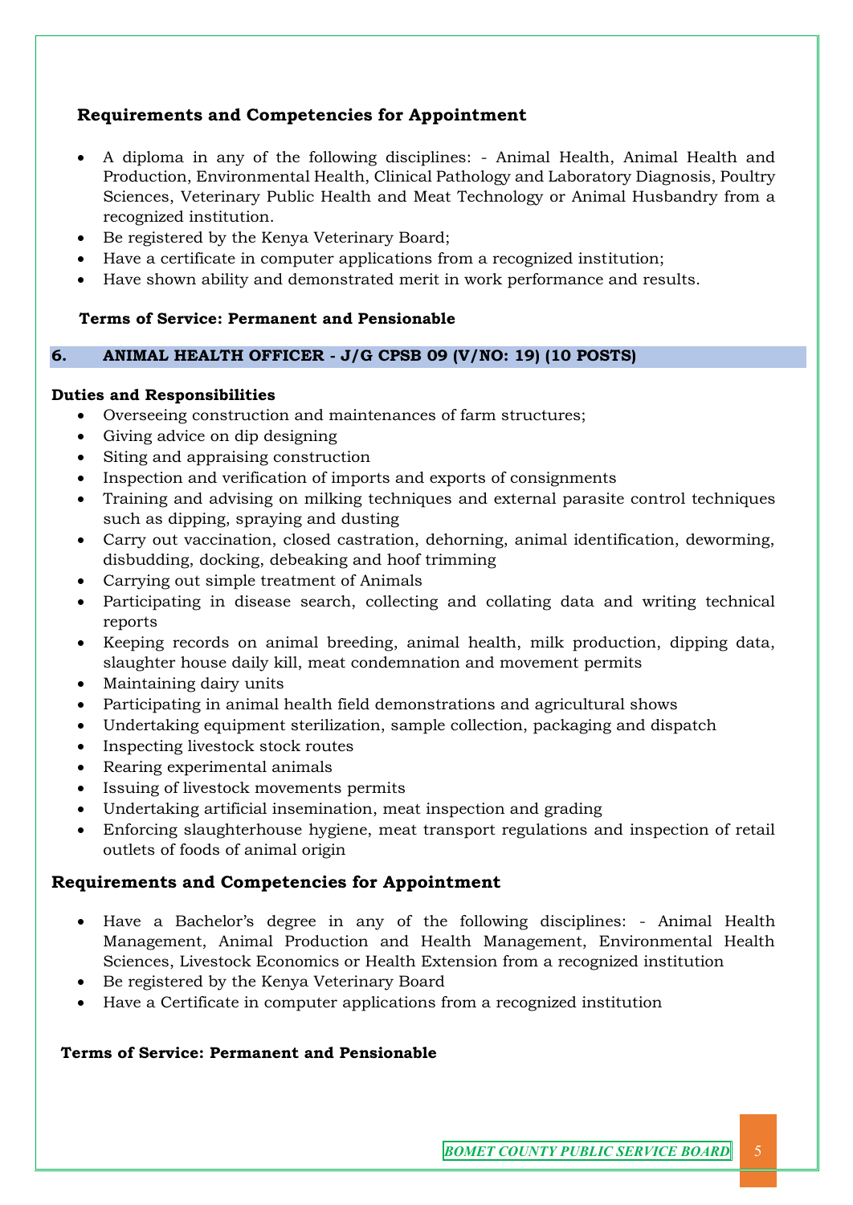### Requirements and Competencies for Appointment

- A diploma in any of the following disciplines: - Animal Health, Animal Health and Production, Environmental Health, Clinical Pathology and Laboratory Diagnosis, Poultry Sciences, Veterinary Public Health and Meat Technology or Animal Husbandry from a recognized institution.
- Be registered by the Kenya Veterinary Board;
- Have a certificate in computer applications from a recognized institution;
- Have shown ability and demonstrated merit in work performance and results.

**Terms of Service: Permanent and Pensionable**

## 6. ANIMAL HEALTH OFFICER - J/G CPSB 09 (V/NO: 19) (10 POSTS)

**Duties and Responsibilities**

- Overseeing construction and maintenances of farm structures;
- Giving advice on dip designing
- Siting and appraising construction
- Inspection and verification of imports and exports of consignments
- Training and advising on milking techniques and external parasite control techniques such as dipping, spraying and dusting
- Carry out vaccination, closed castration, dehorning, animal identification, deworming, disbudding, docking, debeaking and hoof trimming
- Carrying out simple treatment of Animals
- Participating in disease search, collecting and collating data and writing technical reports
- Keeping records on animal breeding, animal health, milk production, dipping data, slaughter house daily kill, meat condemnation and movement permits
- Maintaining dairy units
- Participating in animal health field demonstrations and agricultural shows
- Undertaking equipment sterilization, sample collection, packaging and dispatch
- Inspecting livestock stock routes
- Rearing experimental animals
- Issuing of livestock movements permits
- Undertaking artificial insemination, meat inspection and grading
- Enforcing slaughterhouse hygiene, meat transport regulations and inspection of retail outlets of foods of animal origin

### Requirements and Competencies for Appointment

- Have a Bachelor's degree in any of the following disciplines: - Animal Health Management, Animal Production and Health Management, Environmental Health Sciences, Livestock Economics or Health Extension from a recognized institution
- Be registered by the Kenya Veterinary Board
- Have a Certificate in computer applications from a recognized institution

**Terms of Service: Permanent and Pensionable**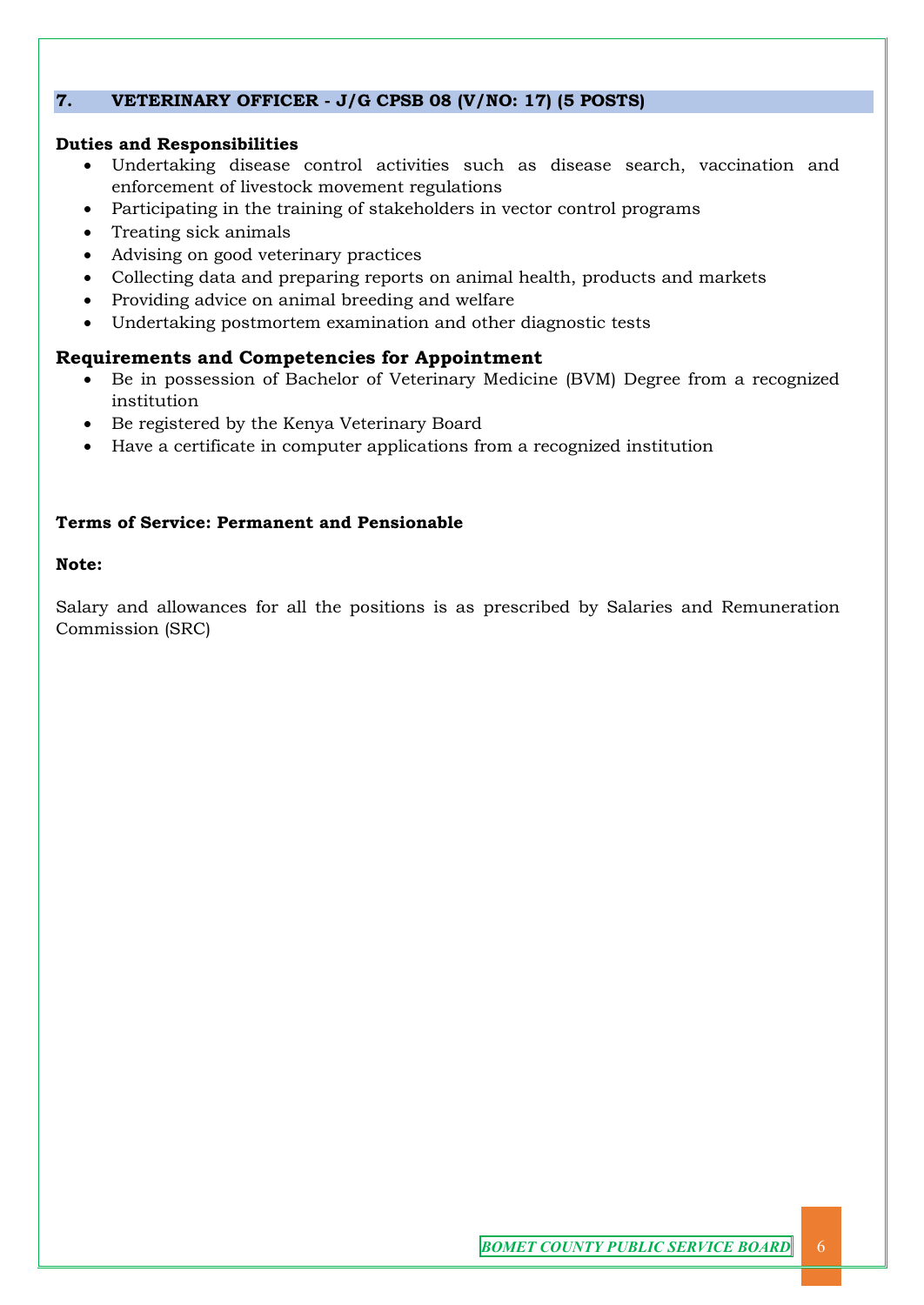## 7. VETERINARY OFFICER - J/G CPSB 08 (V/NO: 17) (5 POSTS)

**Duties and Responsibilities**

- Undertaking disease control activities such as disease search, vaccination and enforcement of livestock movement regulations
- Participating in the training of stakeholders in vector control programs
- Treating sick animals
- Advising on good veterinary practices
- Collecting data and preparing reports on animal health, products and markets
- Providing advice on animal breeding and welfare
- Undertaking postmortem examination and other diagnostic tests

**Requirements and Competencies for Appointment**

- Be in possession of Bachelor of Veterinary Medicine (BVM) Degree from a recognized institution
- Be registered by the Kenya Veterinary Board
- Have a certificate in computer applications from a recognized institution

**Terms of Service: Permanent and Pensionable**

**Note:**

Salary and allowances for all the positions is as prescribed by Salaries and Remuneration Commission (SRC)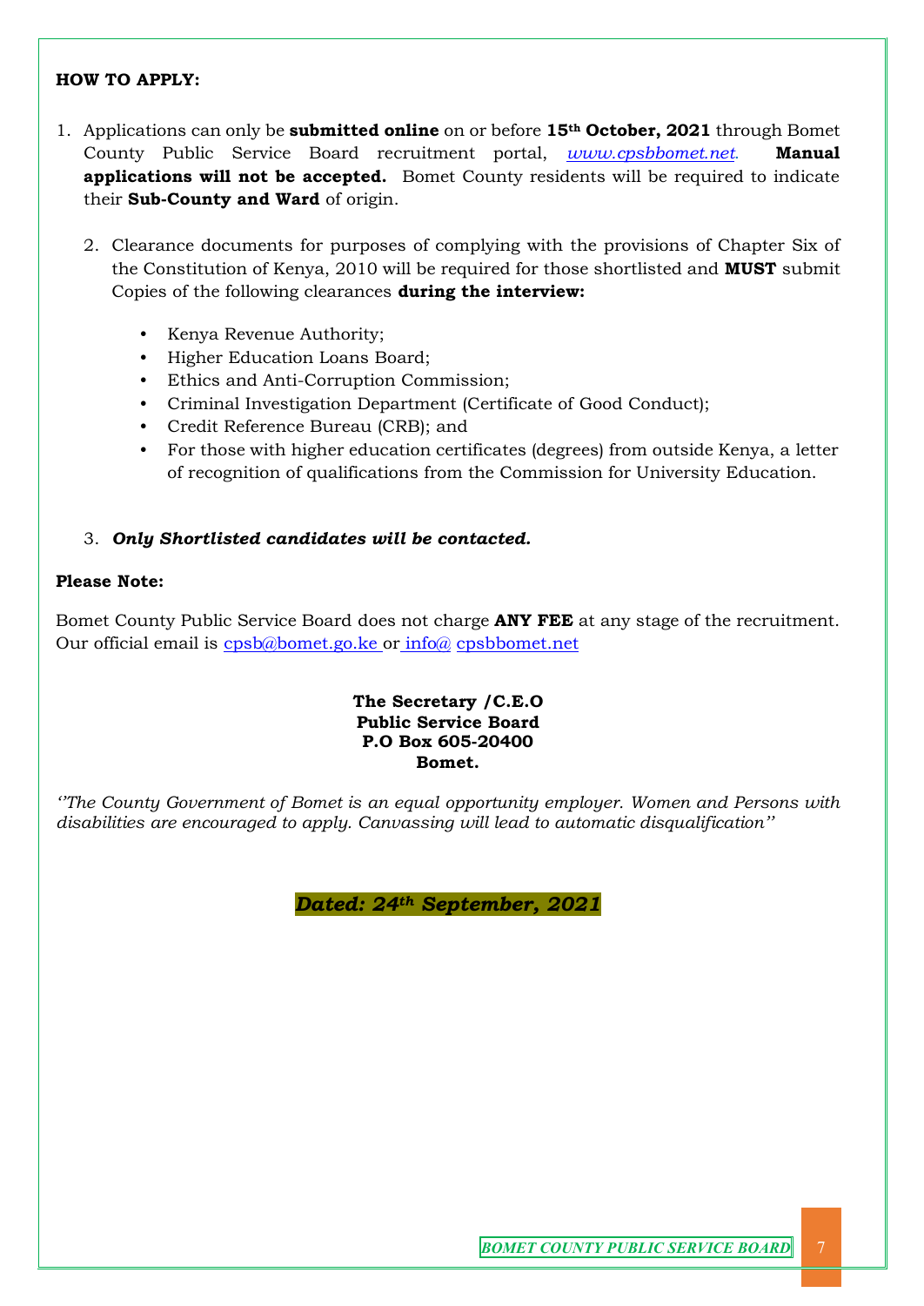**HOW TO APPLY:**

1. Applications can only be **submitted online** on or before **15th October, 2021** through Bomet County Public Service Board recruitment portal, *www.cpsbbomet.net*. **Manual applications will not be accepted.** Bomet County residents will be required to indicate their **Sub-County and Ward** of origin.

2. Clearance documents for purposes of complying with the provisions of Chapter Six of the Constitution of Kenya, 2010 will be required for those shortlisted and **MUST** submit Copies of the following clearances **during the interview:**

   - Kenya Revenue Authority;
   - Higher Education Loans Board;
   - Ethics and Anti-Corruption Commission;
   - Criminal Investigation Department (Certificate of Good Conduct);
   - Credit Reference Bureau (CRB); and
   - For those with higher education certificates (degrees) from outside Kenya, a letter of recognition of qualifications from the Commission for University Education.

3. ***Only Shortlisted candidates will be contacted.***

**Please Note:**

Bomet County Public Service Board does not charge **ANY FEE** at any stage of the recruitment. Our official email is cpsb@bomet.go.ke or info@ cpsbbomet.net

**The Secretary /C.E.O**
**Public Service Board**
**P.O Box 605-20400**
**Bomet.**

*''The County Government of Bomet is an equal opportunity employer. Women and Persons with disabilities are encouraged to apply. Canvassing will lead to automatic disqualification''*

***Dated: 24th September, 2021***